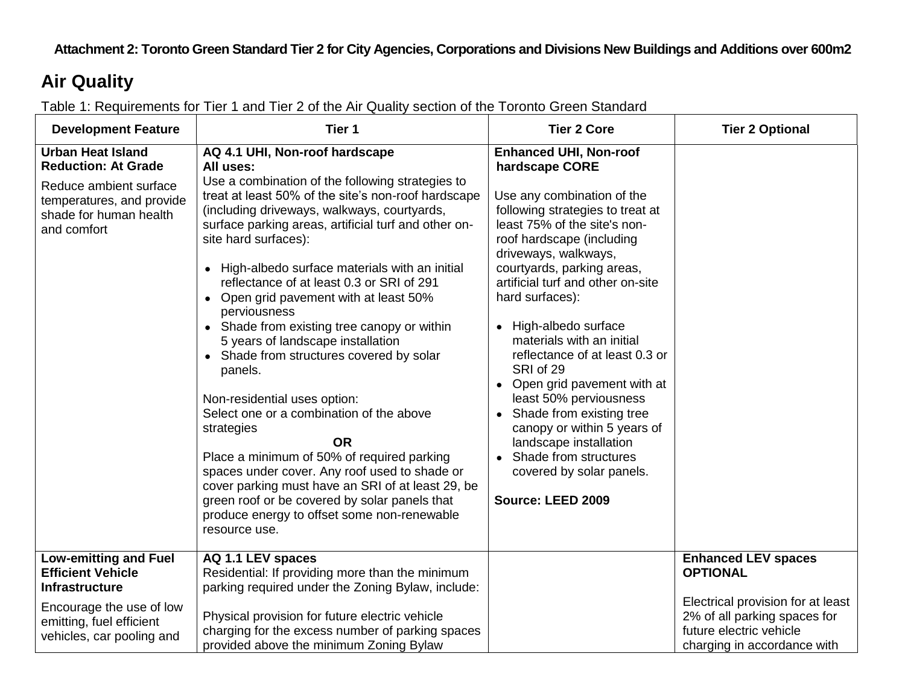**Attachment 2: Toronto Green Standard Tier 2 for City Agencies, Corporations and Divisions New Buildings and Additions over 600m2**

## Air Quality

Table 1: Requirements for Tier 1 and Tier 2 of the Air Quality section of the Toronto Green Standard

| Development Feature | Tier 1 | Tier 2 Core | Tier 2 Optional |
|---|---|---|---|
| **Urban Heat Island Reduction: At Grade**<br><br>Reduce ambient surface temperatures, and provide shade for human health and comfort | **AQ 4.1 UHI, Non-roof hardscape**<br>**All uses:**<br>Use a combination of the following strategies to treat at least 50% of the site's non-roof hardscape (including driveways, walkways, courtyards, surface parking areas, artificial turf and other on-site hard surfaces):<br><br>• High-albedo surface materials with an initial reflectance of at least 0.3 or SRI of 291<br>• Open grid pavement with at least 50% perviousness<br>• Shade from existing tree canopy or within 5 years of landscape installation<br>• Shade from structures covered by solar panels.<br><br>Non-residential uses option:<br>Select one or a combination of the above strategies<br>**OR**<br>Place a minimum of 50% of required parking spaces under cover. Any roof used to shade or cover parking must have an SRI of at least 29, be green roof or be covered by solar panels that produce energy to offset some non-renewable resource use. | **Enhanced UHI, Non-roof hardscape CORE**<br><br>Use any combination of the following strategies to treat at least 75% of the site's non-roof hardscape (including driveways, walkways, courtyards, parking areas, artificial turf and other on-site hard surfaces):<br><br>• High-albedo surface materials with an initial reflectance of at least 0.3 or SRI of 29<br>• Open grid pavement with at least 50% perviousness<br>• Shade from existing tree canopy or within 5 years of landscape installation<br>• Shade from structures covered by solar panels.<br><br>**Source: LEED 2009** | |
| **Low-emitting and Fuel Efficient Vehicle Infrastructure**<br><br>Encourage the use of low emitting, fuel efficient vehicles, car pooling and | **AQ 1.1 LEV spaces**<br>Residential: If providing more than the minimum parking required under the Zoning Bylaw, include:<br><br>Physical provision for future electric vehicle charging for the excess number of parking spaces provided above the minimum Zoning Bylaw | | **Enhanced LEV spaces OPTIONAL**<br><br>Electrical provision for at least 2% of all parking spaces for future electric vehicle charging in accordance with |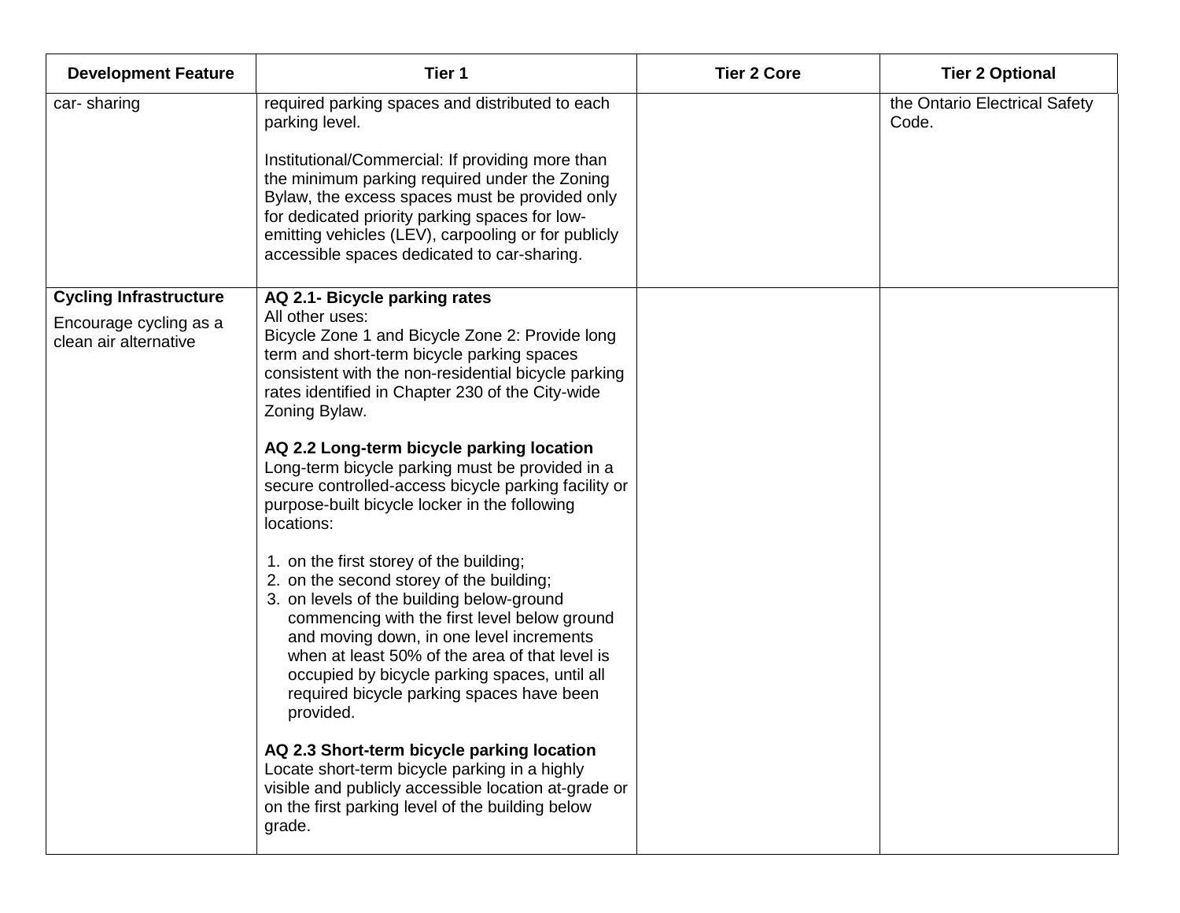| Development Feature | Tier 1 | Tier 2 Core | Tier 2 Optional |
|---|---|---|---|
| car- sharing | required parking spaces and distributed to each parking level.<br><br>Institutional/Commercial: If providing more than the minimum parking required under the Zoning Bylaw, the excess spaces must be provided only for dedicated priority parking spaces for low-emitting vehicles (LEV), carpooling or for publicly accessible spaces dedicated to car-sharing. | | the Ontario Electrical Safety Code. |
| **Cycling Infrastructure**<br><br>Encourage cycling as a clean air alternative | **AQ 2.1- Bicycle parking rates**<br>All other uses:<br>Bicycle Zone 1 and Bicycle Zone 2: Provide long term and short-term bicycle parking spaces consistent with the non-residential bicycle parking rates identified in Chapter 230 of the City-wide Zoning Bylaw.<br><br>**AQ 2.2 Long-term bicycle parking location**<br>Long-term bicycle parking must be provided in a secure controlled-access bicycle parking facility or purpose-built bicycle locker in the following locations:<br><br>1. on the first storey of the building;<br>2. on the second storey of the building;<br>3. on levels of the building below-ground commencing with the first level below ground and moving down, in one level increments when at least 50% of the area of that level is occupied by bicycle parking spaces, until all required bicycle parking spaces have been provided.<br><br>**AQ 2.3 Short-term bicycle parking location**<br>Locate short-term bicycle parking in a highly visible and publicly accessible location at-grade or on the first parking level of the building below grade. | | |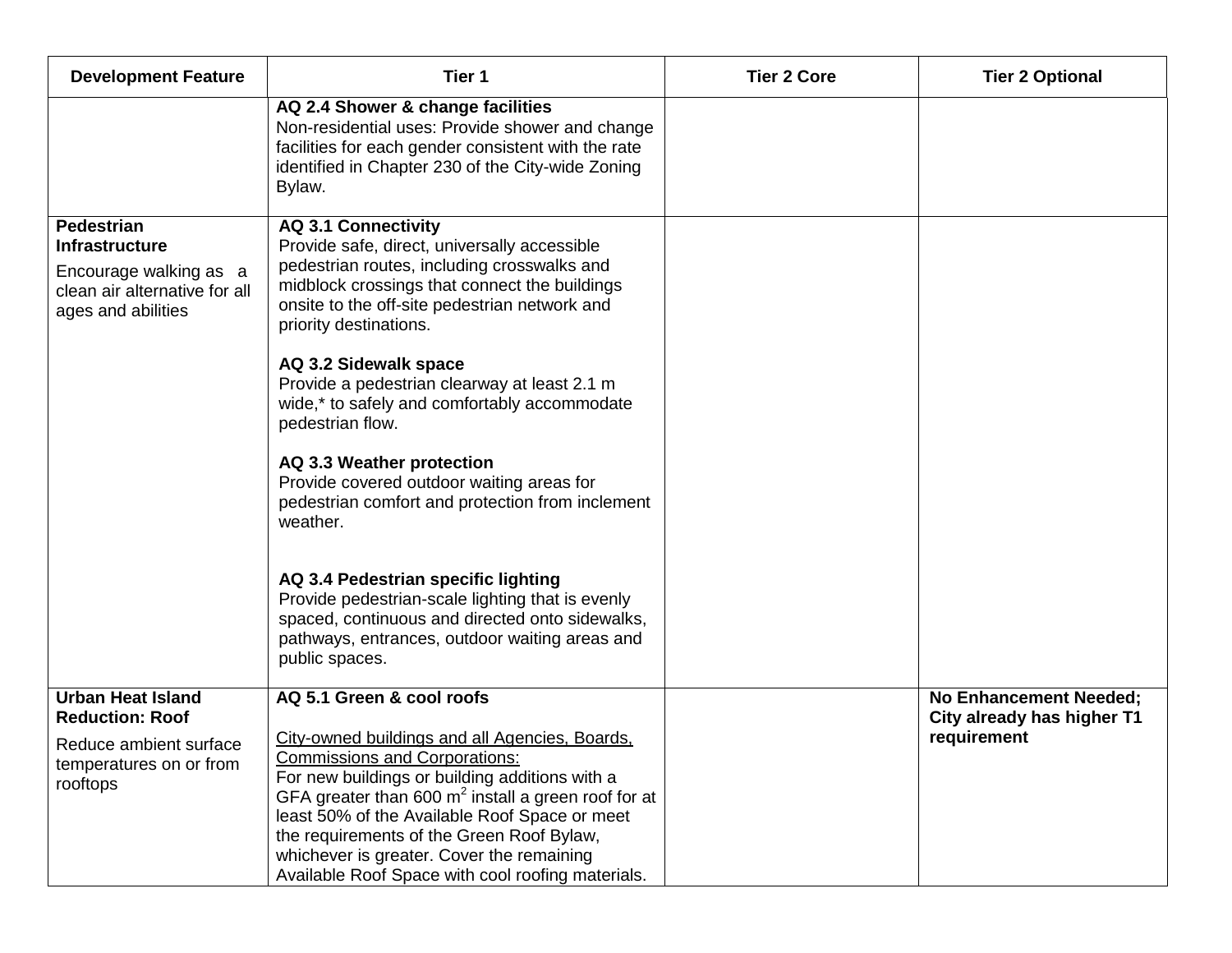| Development Feature | Tier 1 | Tier 2 Core | Tier 2 Optional |
|---|---|---|---|
| | **AQ 2.4 Shower & change facilities**<br>Non-residential uses: Provide shower and change facilities for each gender consistent with the rate identified in Chapter 230 of the City-wide Zoning Bylaw. | | |
| **Pedestrian Infrastructure**<br>Encourage walking as a clean air alternative for all ages and abilities | **AQ 3.1 Connectivity**<br>Provide safe, direct, universally accessible pedestrian routes, including crosswalks and midblock crossings that connect the buildings onsite to the off-site pedestrian network and priority destinations.<br><br>**AQ 3.2 Sidewalk space**<br>Provide a pedestrian clearway at least 2.1 m wide,* to safely and comfortably accommodate pedestrian flow.<br><br>**AQ 3.3 Weather protection**<br>Provide covered outdoor waiting areas for pedestrian comfort and protection from inclement weather.<br><br>**AQ 3.4 Pedestrian specific lighting**<br>Provide pedestrian-scale lighting that is evenly spaced, continuous and directed onto sidewalks, pathways, entrances, outdoor waiting areas and public spaces. | | |
| **Urban Heat Island Reduction: Roof**<br>Reduce ambient surface temperatures on or from rooftops | **AQ 5.1 Green & cool roofs**<br><br><u>City-owned buildings and all Agencies, Boards, Commissions and Corporations:</u><br>For new buildings or building additions with a GFA greater than 600 $m^2$ install a green roof for at least 50% of the Available Roof Space or meet the requirements of the Green Roof Bylaw, whichever is greater. Cover the remaining Available Roof Space with cool roofing materials. | | **No Enhancement Needed; City already has higher T1 requirement** |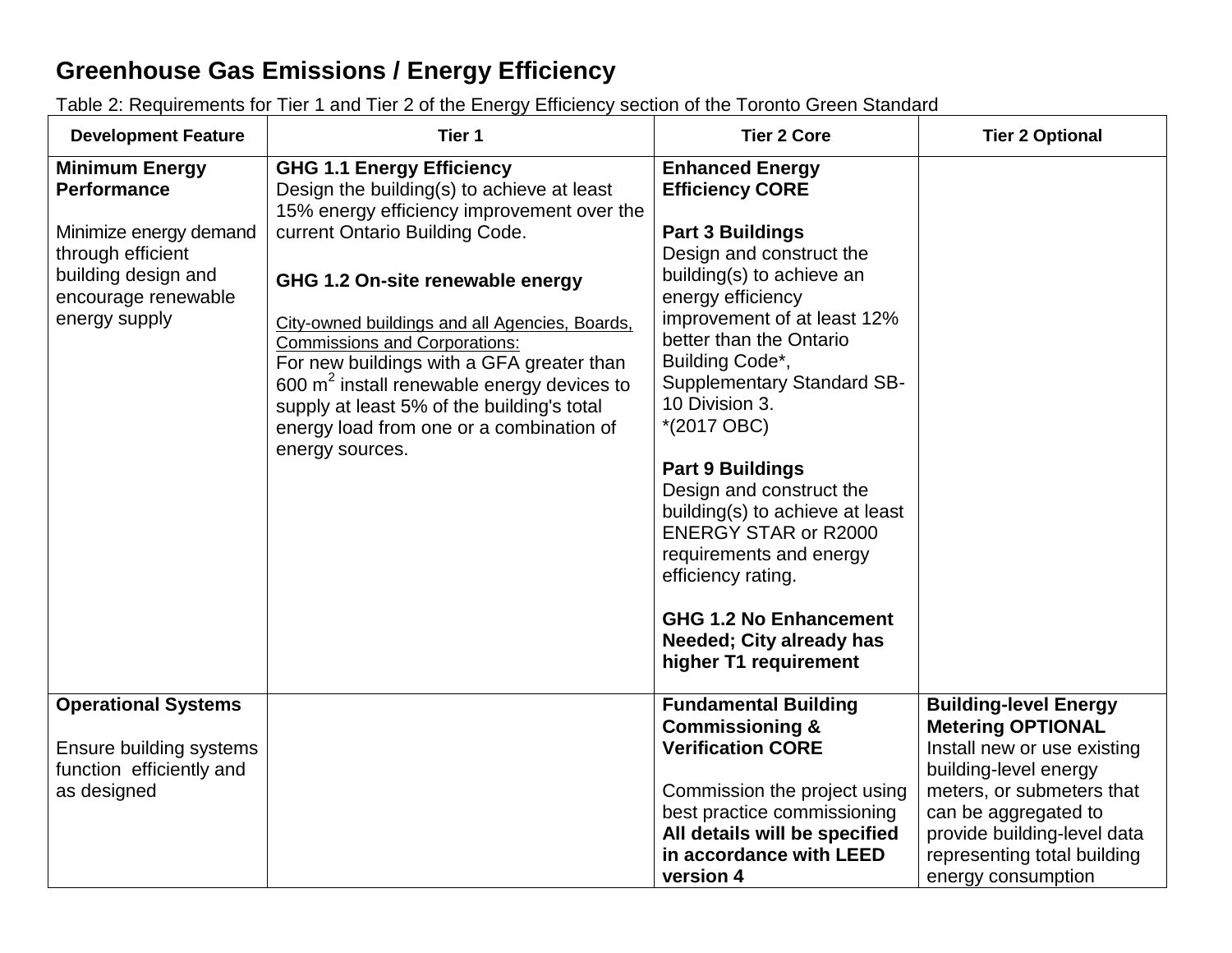## Greenhouse Gas Emissions / Energy Efficiency

Table 2: Requirements for Tier 1 and Tier 2 of the Energy Efficiency section of the Toronto Green Standard

| Development Feature | Tier 1 | Tier 2 Core | Tier 2 Optional |
|---|---|---|---|
| **Minimum Energy Performance**<br><br>Minimize energy demand through efficient building design and encourage renewable energy supply | **GHG 1.1 Energy Efficiency**<br>Design the building(s) to achieve at least 15% energy efficiency improvement over the current Ontario Building Code.<br><br>**GHG 1.2 On-site renewable energy**<br><br><u>City-owned buildings and all Agencies, Boards, Commissions and Corporations:</u><br>For new buildings with a GFA greater than 600 $m^2$ install renewable energy devices to supply at least 5% of the building's total energy load from one or a combination of energy sources. | **Enhanced Energy Efficiency CORE**<br><br>**Part 3 Buildings**<br>Design and construct the building(s) to achieve an energy efficiency improvement of at least 12% better than the Ontario Building Code*, Supplementary Standard SB-10 Division 3.<br>*(2017 OBC)<br><br>**Part 9 Buildings**<br>Design and construct the building(s) to achieve at least ENERGY STAR or R2000 requirements and energy efficiency rating.<br><br>**GHG 1.2 No Enhancement Needed; City already has higher T1 requirement** | |
| **Operational Systems**<br><br>Ensure building systems function efficiently and as designed | | **Fundamental Building Commissioning & Verification CORE**<br><br>Commission the project using best practice commissioning **All details will be specified in accordance with LEED version 4** | **Building-level Energy Metering OPTIONAL**<br>Install new or use existing building-level energy meters, or submeters that can be aggregated to provide building-level data representing total building energy consumption |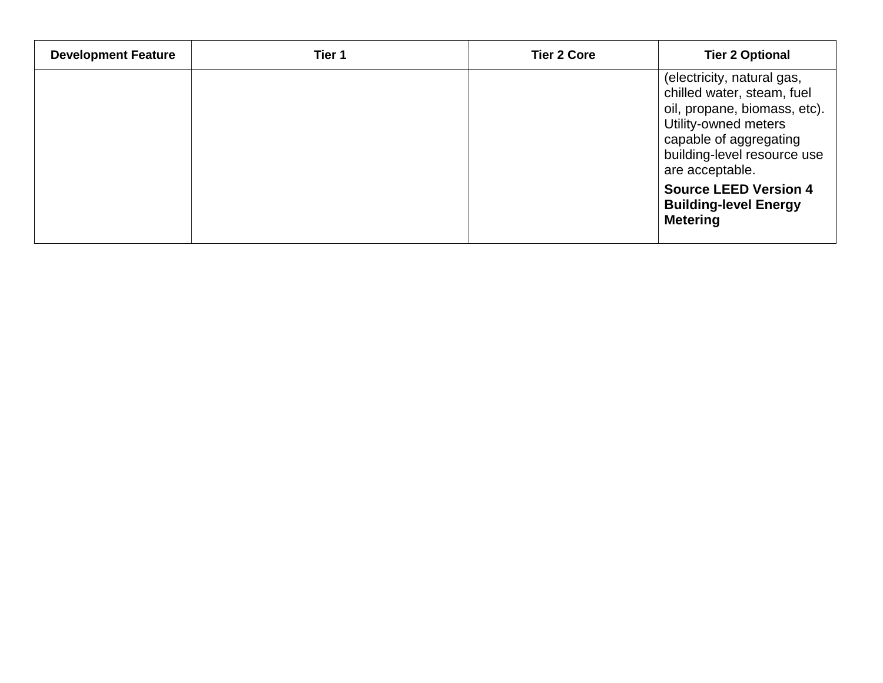| Development Feature | Tier 1 | Tier 2 Core | Tier 2 Optional |
|---|---|---|---|
| | | | (electricity, natural gas, chilled water, steam, fuel oil, propane, biomass, etc). Utility-owned meters capable of aggregating building-level resource use are acceptable.<br><br>**Source LEED Version 4 Building-level Energy Metering** |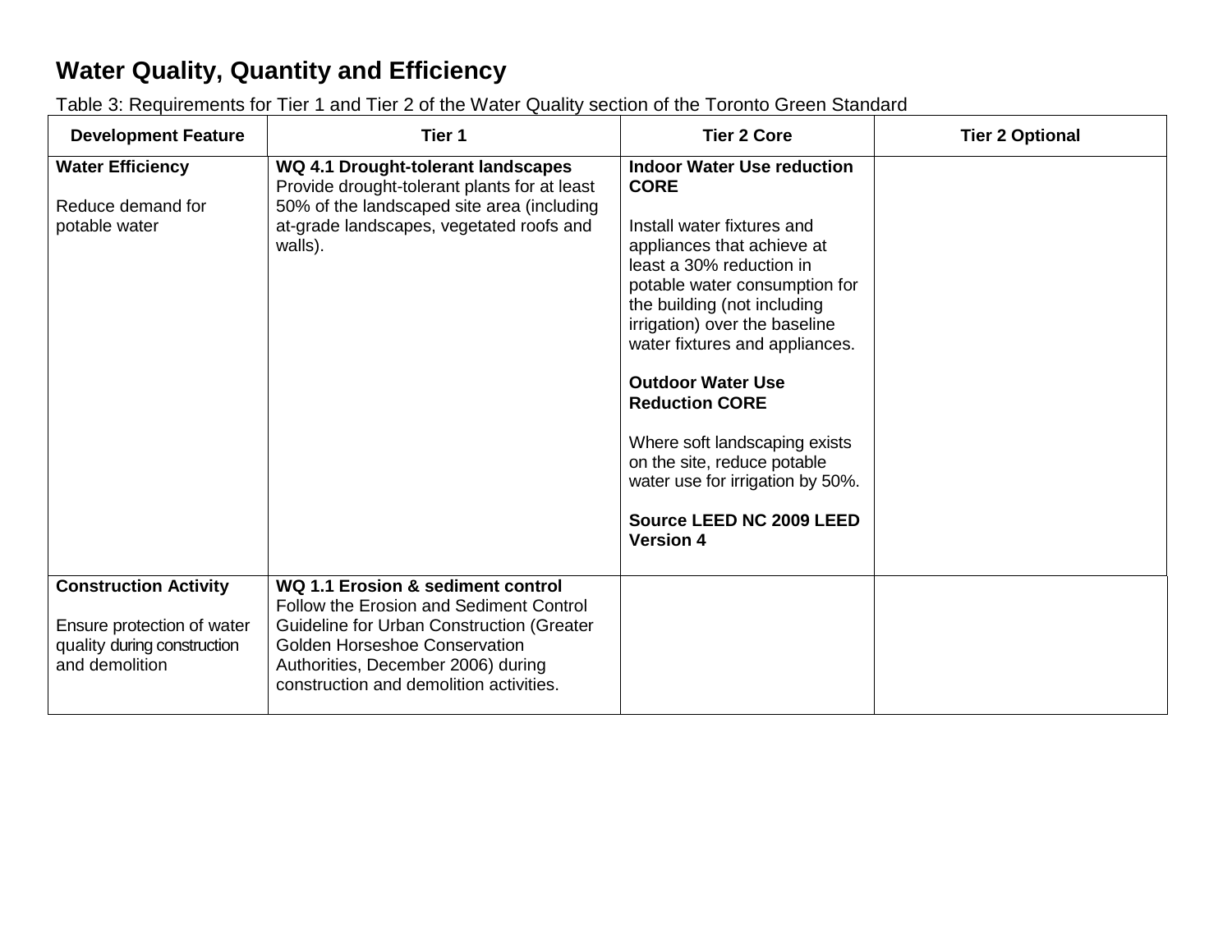## Water Quality, Quantity and Efficiency

Table 3: Requirements for Tier 1 and Tier 2 of the Water Quality section of the Toronto Green Standard

| Development Feature | Tier 1 | Tier 2 Core | Tier 2 Optional |
|---|---|---|---|
| **Water Efficiency**<br><br>Reduce demand for potable water | **WQ 4.1 Drought-tolerant landscapes**<br>Provide drought-tolerant plants for at least 50% of the landscaped site area (including at-grade landscapes, vegetated roofs and walls). | **Indoor Water Use reduction CORE**<br><br>Install water fixtures and appliances that achieve at least a 30% reduction in potable water consumption for the building (not including irrigation) over the baseline water fixtures and appliances.<br><br>**Outdoor Water Use Reduction CORE**<br><br>Where soft landscaping exists on the site, reduce potable water use for irrigation by 50%.<br><br>**Source LEED NC 2009 LEED Version 4** | |
| **Construction Activity**<br><br>Ensure protection of water quality during construction and demolition | **WQ 1.1 Erosion & sediment control**<br>Follow the Erosion and Sediment Control Guideline for Urban Construction (Greater Golden Horseshoe Conservation Authorities, December 2006) during construction and demolition activities. | | |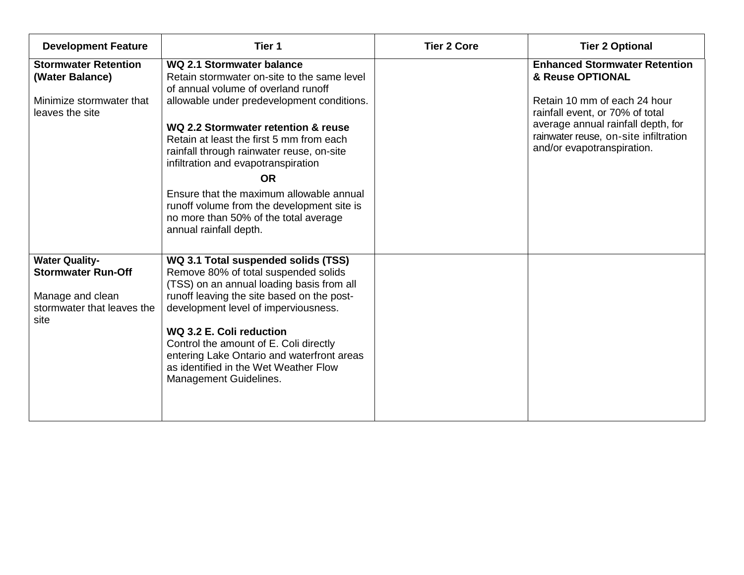| Development Feature | Tier 1 | Tier 2 Core | Tier 2 Optional |
|---|---|---|---|
| **Stormwater Retention (Water Balance)**<br><br>Minimize stormwater that leaves the site | **WQ 2.1 Stormwater balance**<br>Retain stormwater on-site to the same level of annual volume of overland runoff allowable under predevelopment conditions.<br><br>**WQ 2.2 Stormwater retention & reuse**<br>Retain at least the first 5 mm from each rainfall through rainwater reuse, on-site infiltration and evapotranspiration<br>**OR**<br>Ensure that the maximum allowable annual runoff volume from the development site is no more than 50% of the total average annual rainfall depth. | | **Enhanced Stormwater Retention & Reuse OPTIONAL**<br><br>Retain 10 mm of each 24 hour rainfall event, or 70% of total average annual rainfall depth, for rainwater reuse, on-site infiltration and/or evapotranspiration. |
| **Water Quality-Stormwater Run-Off**<br><br>Manage and clean stormwater that leaves the site | **WQ 3.1 Total suspended solids (TSS)**<br>Remove 80% of total suspended solids (TSS) on an annual loading basis from all runoff leaving the site based on the post-development level of imperviousness.<br><br>**WQ 3.2 E. Coli reduction**<br>Control the amount of E. Coli directly entering Lake Ontario and waterfront areas as identified in the Wet Weather Flow Management Guidelines. | | |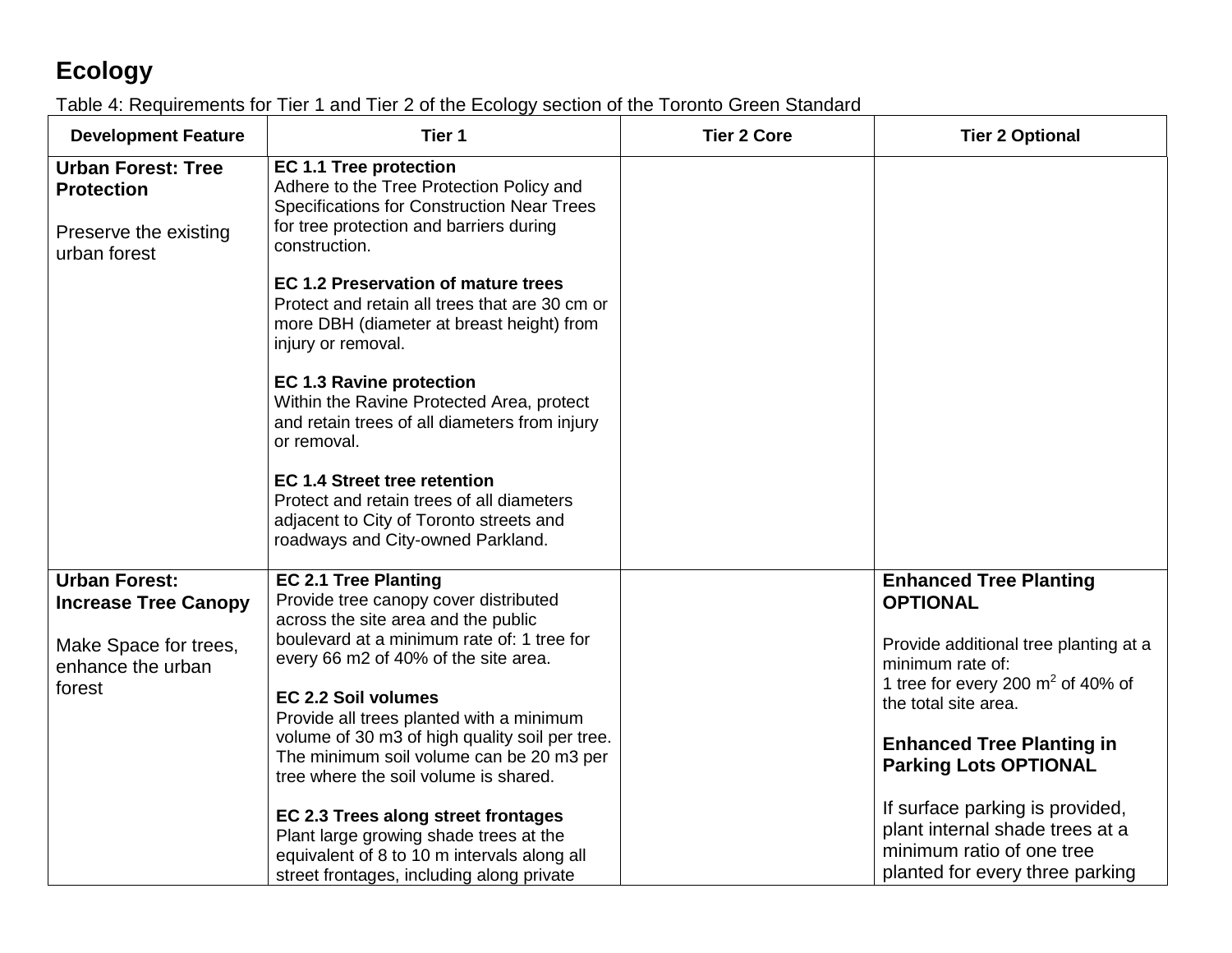## Ecology

Table 4: Requirements for Tier 1 and Tier 2 of the Ecology section of the Toronto Green Standard

| Development Feature | Tier 1 | Tier 2 Core | Tier 2 Optional |
|---|---|---|---|
| **Urban Forest: Tree Protection**<br><br>Preserve the existing urban forest | **EC 1.1 Tree protection**<br>Adhere to the Tree Protection Policy and Specifications for Construction Near Trees for tree protection and barriers during construction.<br><br>**EC 1.2 Preservation of mature trees**<br>Protect and retain all trees that are 30 cm or more DBH (diameter at breast height) from injury or removal.<br><br>**EC 1.3 Ravine protection**<br>Within the Ravine Protected Area, protect and retain trees of all diameters from injury or removal.<br><br>**EC 1.4 Street tree retention**<br>Protect and retain trees of all diameters adjacent to City of Toronto streets and roadways and City-owned Parkland. | | |
| **Urban Forest: Increase Tree Canopy**<br><br>Make Space for trees, enhance the urban forest | **EC 2.1 Tree Planting**<br>Provide tree canopy cover distributed across the site area and the public boulevard at a minimum rate of: 1 tree for every 66 m2 of 40% of the site area.<br><br>**EC 2.2 Soil volumes**<br>Provide all trees planted with a minimum volume of 30 m3 of high quality soil per tree. The minimum soil volume can be 20 m3 per tree where the soil volume is shared.<br><br>**EC 2.3 Trees along street frontages**<br>Plant large growing shade trees at the equivalent of 8 to 10 m intervals along all street frontages, including along private | | **Enhanced Tree Planting OPTIONAL**<br><br>Provide additional tree planting at a minimum rate of:<br>1 tree for every 200 $m^2$ of 40% of the total site area.<br><br>**Enhanced Tree Planting in Parking Lots OPTIONAL**<br><br>If surface parking is provided, plant internal shade trees at a minimum ratio of one tree planted for every three parking |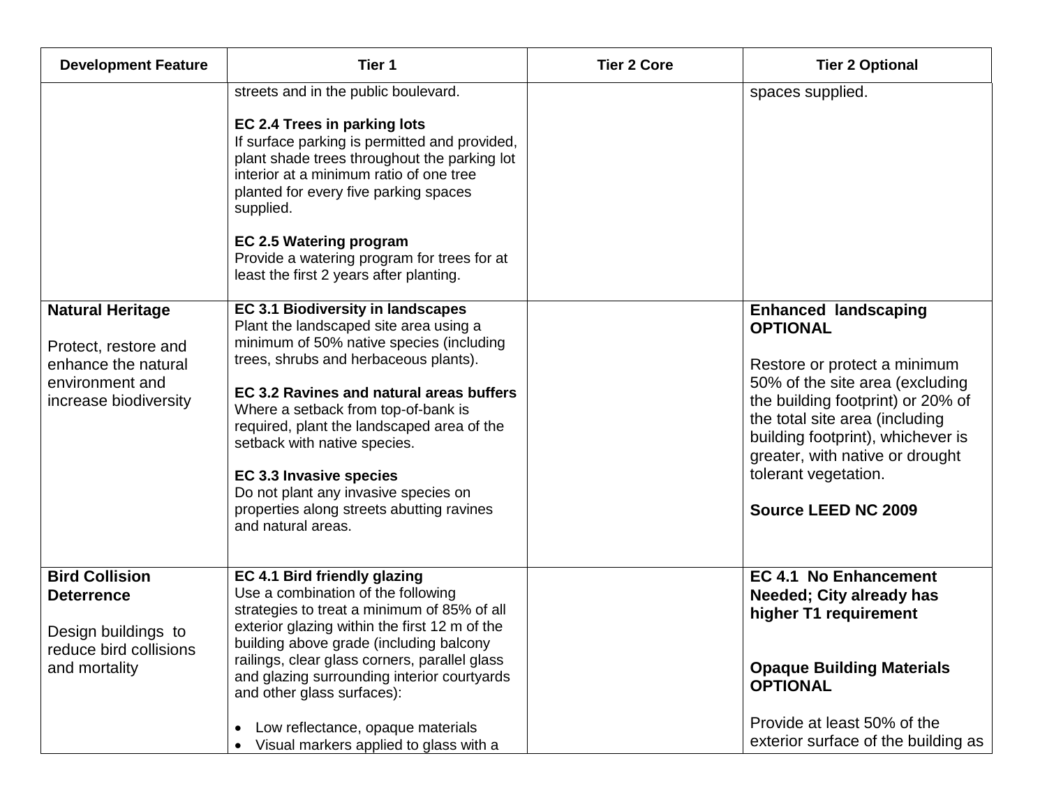| Development Feature | Tier 1 | Tier 2 Core | Tier 2 Optional |
|---|---|---|---|
| | streets and in the public boulevard.<br><br>**EC 2.4 Trees in parking lots**<br>If surface parking is permitted and provided, plant shade trees throughout the parking lot interior at a minimum ratio of one tree planted for every five parking spaces supplied.<br><br>**EC 2.5 Watering program**<br>Provide a watering program for trees for at least the first 2 years after planting. | | spaces supplied. |
| **Natural Heritage**<br><br>Protect, restore and enhance the natural environment and increase biodiversity | **EC 3.1 Biodiversity in landscapes**<br>Plant the landscaped site area using a minimum of 50% native species (including trees, shrubs and herbaceous plants).<br><br>**EC 3.2 Ravines and natural areas buffers**<br>Where a setback from top-of-bank is required, plant the landscaped area of the setback with native species.<br><br>**EC 3.3 Invasive species**<br>Do not plant any invasive species on properties along streets abutting ravines and natural areas. | | **Enhanced landscaping OPTIONAL**<br><br>Restore or protect a minimum 50% of the site area (excluding the building footprint) or 20% of the total site area (including building footprint), whichever is greater, with native or drought tolerant vegetation.<br><br>**Source LEED NC 2009** |
| **Bird Collision Deterrence**<br><br>Design buildings to reduce bird collisions and mortality | **EC 4.1 Bird friendly glazing**<br>Use a combination of the following strategies to treat a minimum of 85% of all exterior glazing within the first 12 m of the building above grade (including balcony railings, clear glass corners, parallel glass and glazing surrounding interior courtyards and other glass surfaces):<br><br>• Low reflectance, opaque materials<br>• Visual markers applied to glass with a | | **EC 4.1 No Enhancement Needed; City already has higher T1 requirement**<br><br>**Opaque Building Materials OPTIONAL**<br><br>Provide at least 50% of the exterior surface of the building as |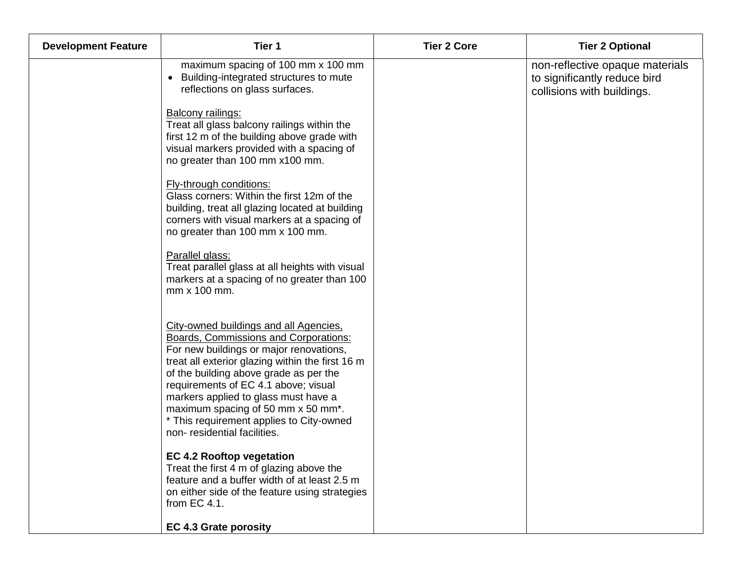| Development Feature | Tier 1 | Tier 2 Core | Tier 2 Optional |
|---|---|---|---|
| | maximum spacing of 100 mm x 100 mm<br>• Building-integrated structures to mute reflections on glass surfaces.<br><br>Balcony railings:<br>Treat all glass balcony railings within the first 12 m of the building above grade with visual markers provided with a spacing of no greater than 100 mm x100 mm.<br><br>Fly-through conditions:<br>Glass corners: Within the first 12m of the building, treat all glazing located at building corners with visual markers at a spacing of no greater than 100 mm x 100 mm.<br><br>Parallel glass:<br>Treat parallel glass at all heights with visual markers at a spacing of no greater than 100 mm x 100 mm.<br><br>City-owned buildings and all Agencies, Boards, Commissions and Corporations:<br>For new buildings or major renovations, treat all exterior glazing within the first 16 m of the building above grade as per the requirements of EC 4.1 above; visual markers applied to glass must have a maximum spacing of 50 mm x 50 mm*.<br>* This requirement applies to City-owned non- residential facilities.<br><br>**EC 4.2 Rooftop vegetation**<br>Treat the first 4 m of glazing above the feature and a buffer width of at least 2.5 m on either side of the feature using strategies from EC 4.1.<br><br>**EC 4.3 Grate porosity** | | non-reflective opaque materials to significantly reduce bird collisions with buildings. |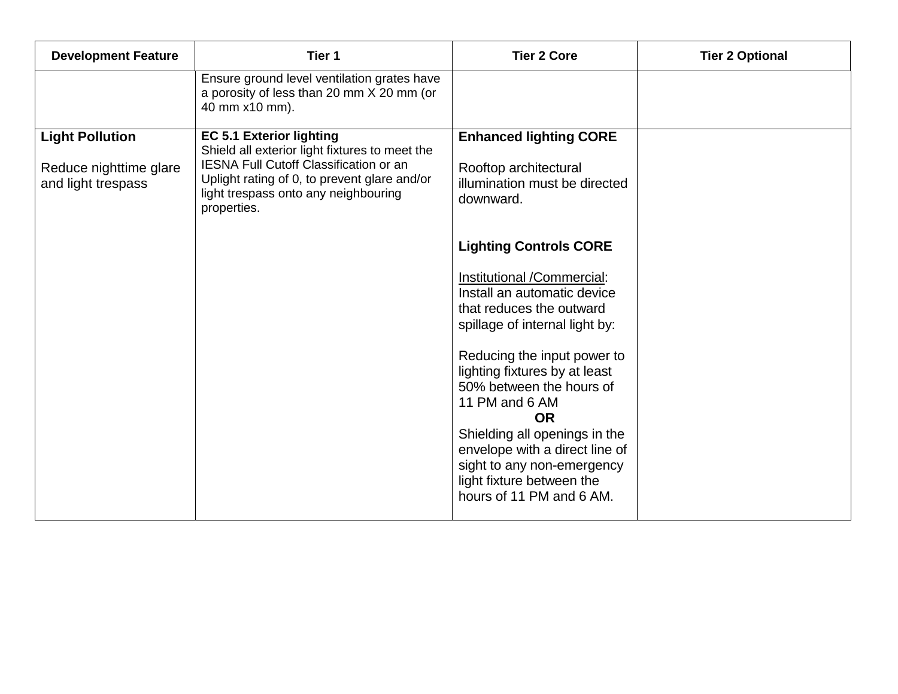| Development Feature | Tier 1 | Tier 2 Core | Tier 2 Optional |
|---|---|---|---|
| | Ensure ground level ventilation grates have a porosity of less than 20 mm X 20 mm (or 40 mm x10 mm). | | |
| **Light Pollution**<br><br>Reduce nighttime glare and light trespass | **EC 5.1 Exterior lighting**<br>Shield all exterior light fixtures to meet the IESNA Full Cutoff Classification or an Uplight rating of 0, to prevent glare and/or light trespass onto any neighbouring properties. | **Enhanced lighting CORE**<br><br>Rooftop architectural illumination must be directed downward.<br><br>**Lighting Controls CORE**<br><br>Institutional /Commercial: Install an automatic device that reduces the outward spillage of internal light by:<br><br>Reducing the input power to lighting fixtures by at least 50% between the hours of 11 PM and 6 AM<br>**OR**<br>Shielding all openings in the envelope with a direct line of sight to any non-emergency light fixture between the hours of 11 PM and 6 AM. | |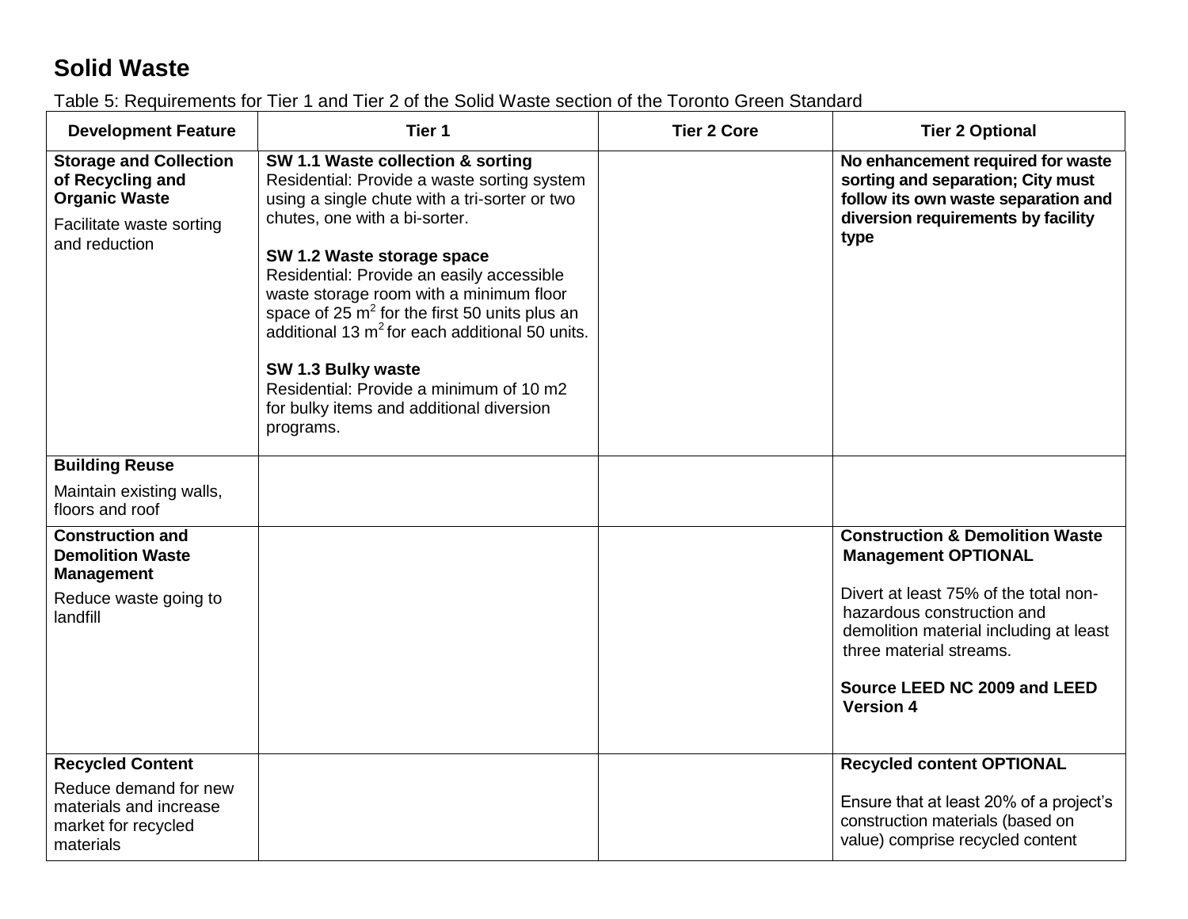## Solid Waste

Table 5: Requirements for Tier 1 and Tier 2 of the Solid Waste section of the Toronto Green Standard

| Development Feature | Tier 1 | Tier 2 Core | Tier 2 Optional |
|---|---|---|---|
| **Storage and Collection of Recycling and Organic Waste**<br><br>Facilitate waste sorting and reduction | **SW 1.1 Waste collection & sorting**<br>Residential: Provide a waste sorting system using a single chute with a tri-sorter or two chutes, one with a bi-sorter.<br><br>**SW 1.2 Waste storage space**<br>Residential: Provide an easily accessible waste storage room with a minimum floor space of 25 $m^2$ for the first 50 units plus an additional 13 $m^2$ for each additional 50 units.<br><br>**SW 1.3 Bulky waste**<br>Residential: Provide a minimum of 10 m2 for bulky items and additional diversion programs. | | **No enhancement required for waste sorting and separation; City must follow its own waste separation and diversion requirements by facility type** |
| **Building Reuse**<br><br>Maintain existing walls, floors and roof | | | |
| **Construction and Demolition Waste Management**<br><br>Reduce waste going to landfill | | | **Construction & Demolition Waste Management OPTIONAL**<br><br>Divert at least 75% of the total non-hazardous construction and demolition material including at least three material streams.<br><br>**Source LEED NC 2009 and LEED Version 4** |
| **Recycled Content**<br><br>Reduce demand for new materials and increase market for recycled materials | | | **Recycled content OPTIONAL**<br><br>Ensure that at least 20% of a project's construction materials (based on value) comprise recycled content |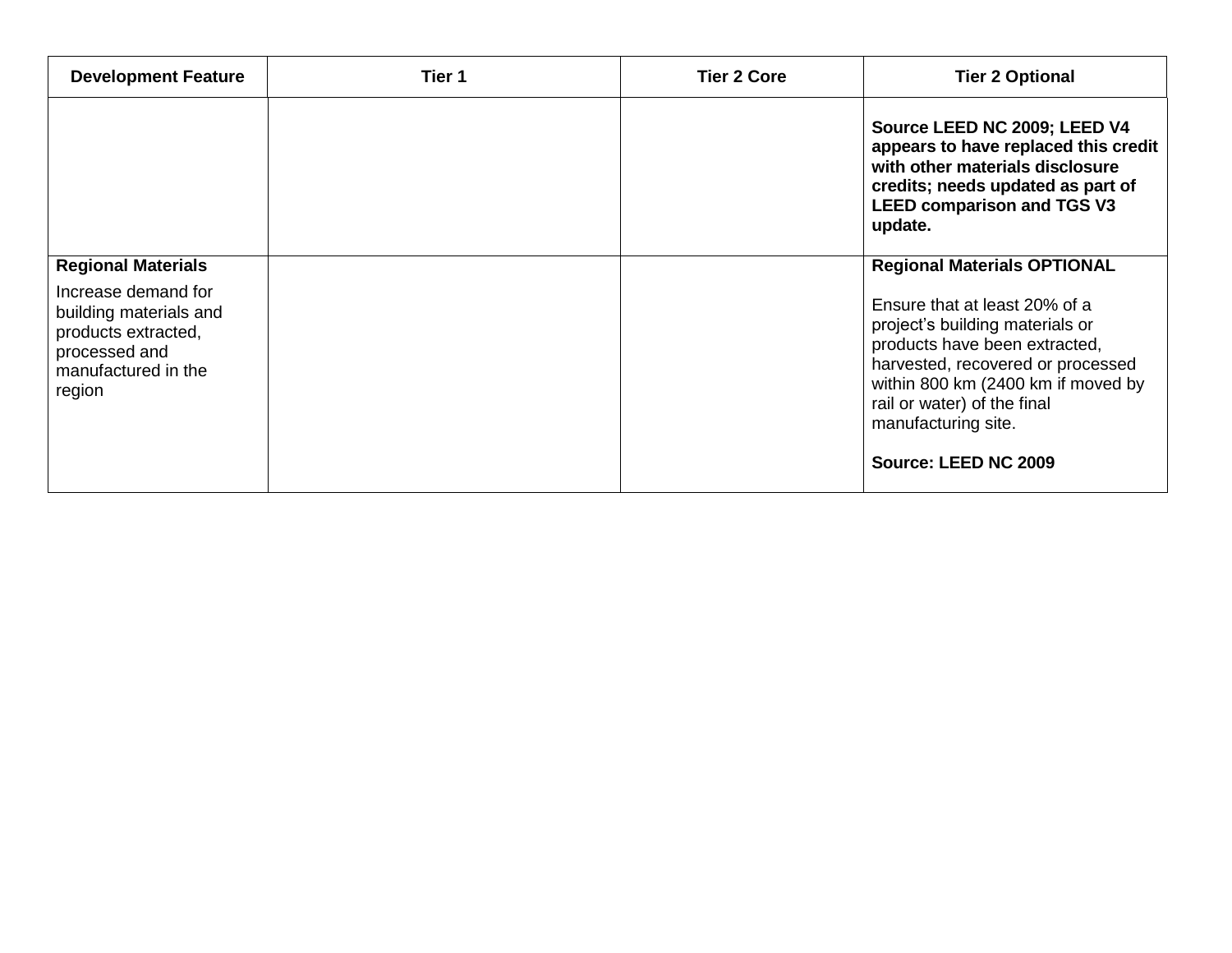| Development Feature | Tier 1 | Tier 2 Core | Tier 2 Optional |
|---|---|---|---|
| | | | **Source LEED NC 2009; LEED V4 appears to have replaced this credit with other materials disclosure credits; needs updated as part of LEED comparison and TGS V3 update.** |
| **Regional Materials**<br><br>Increase demand for building materials and products extracted, processed and manufactured in the region | | | **Regional Materials OPTIONAL**<br><br>Ensure that at least 20% of a project's building materials or products have been extracted, harvested, recovered or processed within 800 km (2400 km if moved by rail or water) of the final manufacturing site.<br><br>**Source: LEED NC 2009** |